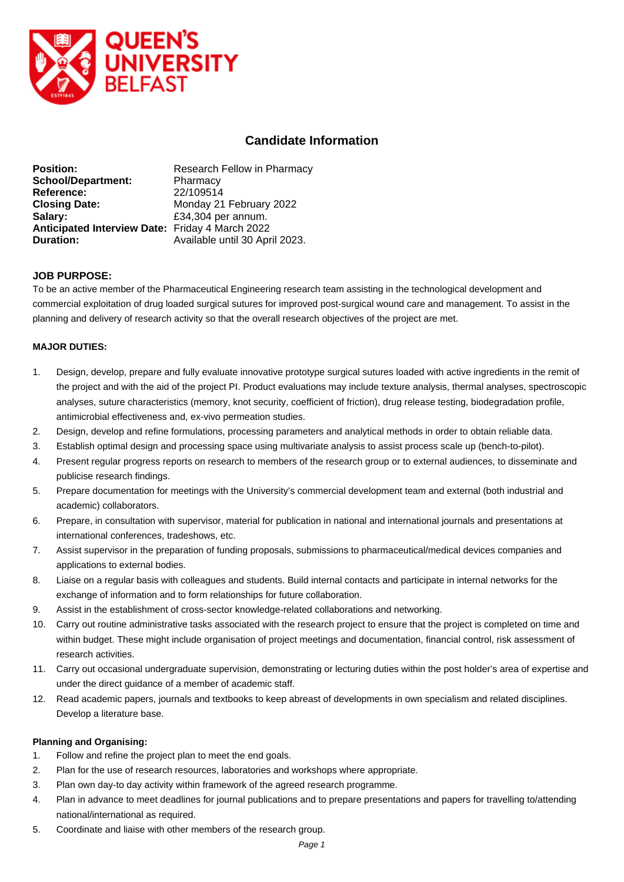# Candidate Information

| | |
|---|---|
| **Position:** | Research Fellow in Pharmacy |
| **School/Department:** | Pharmacy |
| **Reference:** | 22/109514 |
| **Closing Date:** | Monday 21 February 2022 |
| **Salary:** | £34,304 per annum. |
| **Anticipated Interview Date:** | Friday 4 March 2022 |
| **Duration:** | Available until 30 April 2023. |

**JOB PURPOSE:**

To be an active member of the Pharmaceutical Engineering research team assisting in the technological development and commercial exploitation of drug loaded surgical sutures for improved post-surgical wound care and management. To assist in the planning and delivery of research activity so that the overall research objectives of the project are met.

**MAJOR DUTIES:**

1. Design, develop, prepare and fully evaluate innovative prototype surgical sutures loaded with active ingredients in the remit of the project and with the aid of the project PI. Product evaluations may include texture analysis, thermal analyses, spectroscopic analyses, suture characteristics (memory, knot security, coefficient of friction), drug release testing, biodegradation profile, antimicrobial effectiveness and, ex-vivo permeation studies.
2. Design, develop and refine formulations, processing parameters and analytical methods in order to obtain reliable data.
3. Establish optimal design and processing space using multivariate analysis to assist process scale up (bench-to-pilot).
4. Present regular progress reports on research to members of the research group or to external audiences, to disseminate and publicise research findings.
5. Prepare documentation for meetings with the University's commercial development team and external (both industrial and academic) collaborators.
6. Prepare, in consultation with supervisor, material for publication in national and international journals and presentations at international conferences, tradeshows, etc.
7. Assist supervisor in the preparation of funding proposals, submissions to pharmaceutical/medical devices companies and applications to external bodies.
8. Liaise on a regular basis with colleagues and students. Build internal contacts and participate in internal networks for the exchange of information and to form relationships for future collaboration.
9. Assist in the establishment of cross-sector knowledge-related collaborations and networking.
10. Carry out routine administrative tasks associated with the research project to ensure that the project is completed on time and within budget. These might include organisation of project meetings and documentation, financial control, risk assessment of research activities.
11. Carry out occasional undergraduate supervision, demonstrating or lecturing duties within the post holder's area of expertise and under the direct guidance of a member of academic staff.
12. Read academic papers, journals and textbooks to keep abreast of developments in own specialism and related disciplines. Develop a literature base.

**Planning and Organising:**

1. Follow and refine the project plan to meet the end goals.
2. Plan for the use of research resources, laboratories and workshops where appropriate.
3. Plan own day-to day activity within framework of the agreed research programme.
4. Plan in advance to meet deadlines for journal publications and to prepare presentations and papers for travelling to/attending national/international as required.
5. Coordinate and liaise with other members of the research group.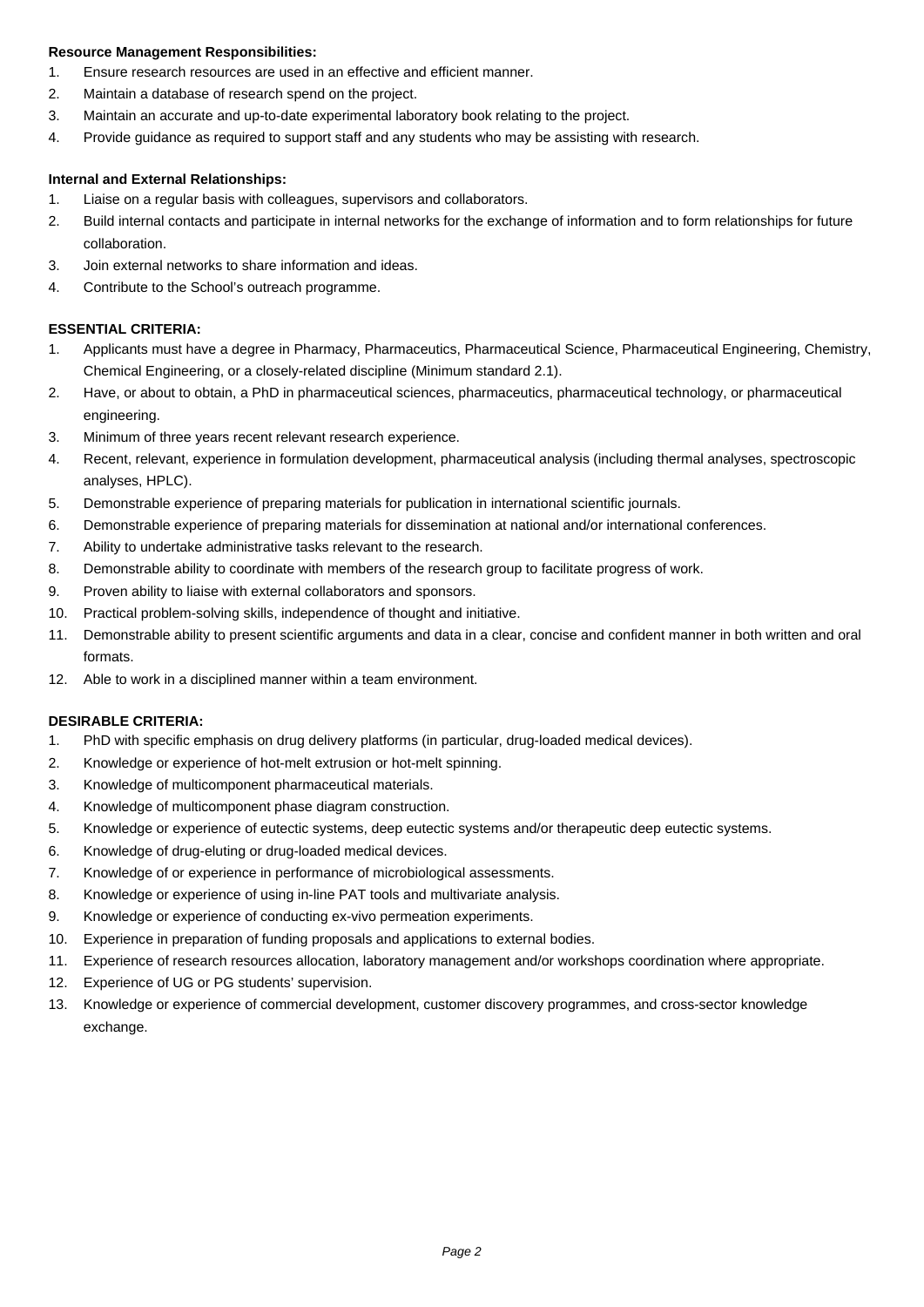**Resource Management Responsibilities:**

1. Ensure research resources are used in an effective and efficient manner.
2. Maintain a database of research spend on the project.
3. Maintain an accurate and up-to-date experimental laboratory book relating to the project.
4. Provide guidance as required to support staff and any students who may be assisting with research.

**Internal and External Relationships:**

1. Liaise on a regular basis with colleagues, supervisors and collaborators.
2. Build internal contacts and participate in internal networks for the exchange of information and to form relationships for future collaboration.
3. Join external networks to share information and ideas.
4. Contribute to the School's outreach programme.

**ESSENTIAL CRITERIA:**

1. Applicants must have a degree in Pharmacy, Pharmaceutics, Pharmaceutical Science, Pharmaceutical Engineering, Chemistry, Chemical Engineering, or a closely-related discipline (Minimum standard 2.1).
2. Have, or about to obtain, a PhD in pharmaceutical sciences, pharmaceutics, pharmaceutical technology, or pharmaceutical engineering.
3. Minimum of three years recent relevant research experience.
4. Recent, relevant, experience in formulation development, pharmaceutical analysis (including thermal analyses, spectroscopic analyses, HPLC).
5. Demonstrable experience of preparing materials for publication in international scientific journals.
6. Demonstrable experience of preparing materials for dissemination at national and/or international conferences.
7. Ability to undertake administrative tasks relevant to the research.
8. Demonstrable ability to coordinate with members of the research group to facilitate progress of work.
9. Proven ability to liaise with external collaborators and sponsors.
10. Practical problem-solving skills, independence of thought and initiative.
11. Demonstrable ability to present scientific arguments and data in a clear, concise and confident manner in both written and oral formats.
12. Able to work in a disciplined manner within a team environment.

**DESIRABLE CRITERIA:**

1. PhD with specific emphasis on drug delivery platforms (in particular, drug-loaded medical devices).
2. Knowledge or experience of hot-melt extrusion or hot-melt spinning.
3. Knowledge of multicomponent pharmaceutical materials.
4. Knowledge of multicomponent phase diagram construction.
5. Knowledge or experience of eutectic systems, deep eutectic systems and/or therapeutic deep eutectic systems.
6. Knowledge of drug-eluting or drug-loaded medical devices.
7. Knowledge of or experience in performance of microbiological assessments.
8. Knowledge or experience of using in-line PAT tools and multivariate analysis.
9. Knowledge or experience of conducting ex-vivo permeation experiments.
10. Experience in preparation of funding proposals and applications to external bodies.
11. Experience of research resources allocation, laboratory management and/or workshops coordination where appropriate.
12. Experience of UG or PG students' supervision.
13. Knowledge or experience of commercial development, customer discovery programmes, and cross-sector knowledge exchange.